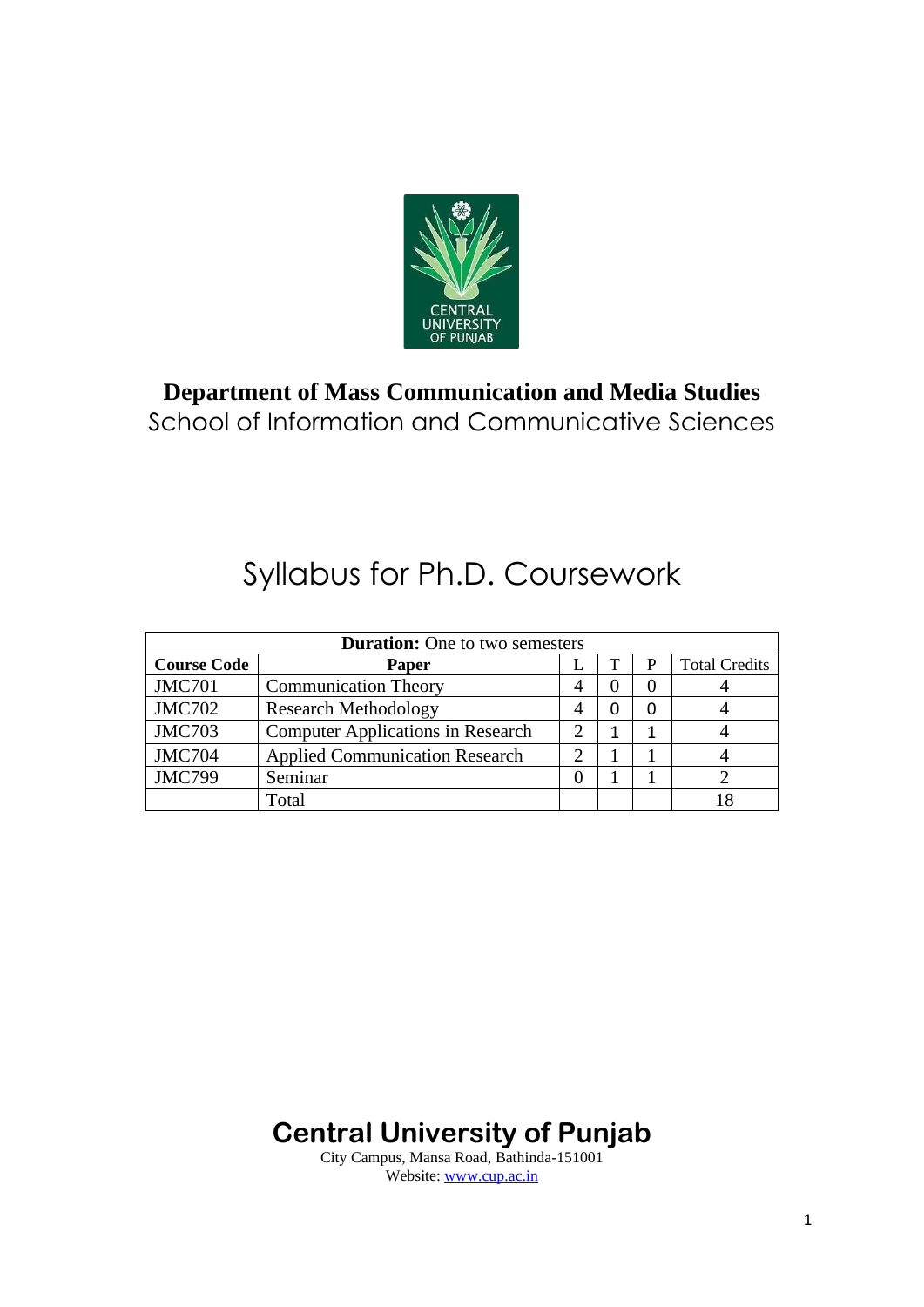**Department of Mass Communication and Media Studies**

School of Information and Communicative Sciences

# Syllabus for Ph.D. Coursework

| **Duration:** One to two semesters | | | | | |
|---|---|---|---|---|---|
| **Course Code** | **Paper** | L | T | P | Total Credits |
| JMC701 | Communication Theory | 4 | 0 | 0 | 4 |
| JMC702 | Research Methodology | 4 | 0 | 0 | 4 |
| JMC703 | Computer Applications in Research | 2 | 1 | 1 | 4 |
| JMC704 | Applied Communication Research | 2 | 1 | 1 | 4 |
| JMC799 | Seminar | 0 | 1 | 1 | 2 |
| | Total | | | | 18 |

## Central University of Punjab

City Campus, Mansa Road, Bathinda-151001

Website: www.cup.ac.in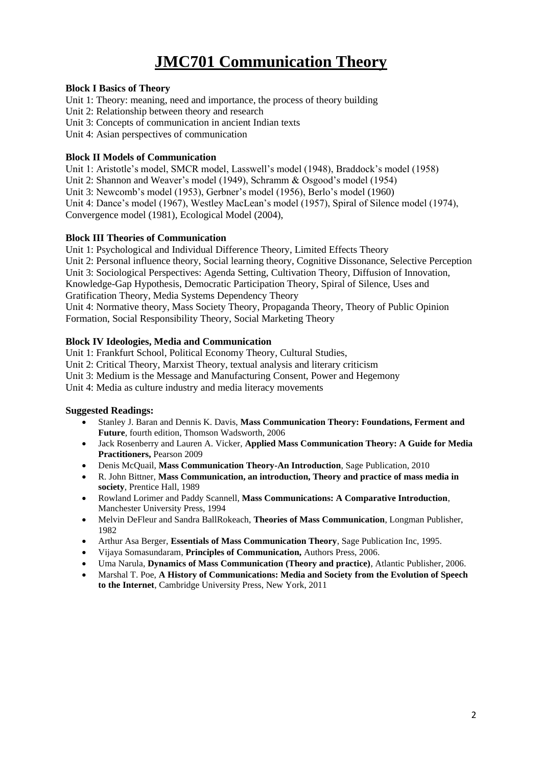# JMC701 Communication Theory

**Block I Basics of Theory**

Unit 1: Theory: meaning, need and importance, the process of theory building
Unit 2: Relationship between theory and research
Unit 3: Concepts of communication in ancient Indian texts
Unit 4: Asian perspectives of communication

**Block II Models of Communication**

Unit 1: Aristotle's model, SMCR model, Lasswell's model (1948), Braddock's model (1958)
Unit 2: Shannon and Weaver's model (1949), Schramm & Osgood's model (1954)
Unit 3: Newcomb's model (1953), Gerbner's model (1956), Berlo's model (1960)
Unit 4: Dance's model (1967), Westley MacLean's model (1957), Spiral of Silence model (1974), Convergence model (1981), Ecological Model (2004),

**Block III Theories of Communication**

Unit 1: Psychological and Individual Difference Theory, Limited Effects Theory
Unit 2: Personal influence theory, Social learning theory, Cognitive Dissonance, Selective Perception
Unit 3: Sociological Perspectives: Agenda Setting, Cultivation Theory, Diffusion of Innovation, Knowledge-Gap Hypothesis, Democratic Participation Theory, Spiral of Silence, Uses and Gratification Theory, Media Systems Dependency Theory
Unit 4: Normative theory, Mass Society Theory, Propaganda Theory, Theory of Public Opinion Formation, Social Responsibility Theory, Social Marketing Theory

**Block IV Ideologies, Media and Communication**

Unit 1: Frankfurt School, Political Economy Theory, Cultural Studies,
Unit 2: Critical Theory, Marxist Theory, textual analysis and literary criticism
Unit 3: Medium is the Message and Manufacturing Consent, Power and Hegemony
Unit 4: Media as culture industry and media literacy movements

**Suggested Readings:**

- Stanley J. Baran and Dennis K. Davis, **Mass Communication Theory: Foundations, Ferment and Future**, fourth edition, Thomson Wadsworth, 2006
- Jack Rosenberry and Lauren A. Vicker, **Applied Mass Communication Theory: A Guide for Media Practitioners,** Pearson 2009
- Denis McQuail, **Mass Communication Theory-An Introduction**, Sage Publication, 2010
- R. John Bittner, **Mass Communication, an introduction, Theory and practice of mass media in society**, Prentice Hall, 1989
- Rowland Lorimer and Paddy Scannell, **Mass Communications: A Comparative Introduction**, Manchester University Press, 1994
- Melvin DeFleur and Sandra BallRokeach, **Theories of Mass Communication**, Longman Publisher, 1982
- Arthur Asa Berger, **Essentials of Mass Communication Theory**, Sage Publication Inc, 1995.
- Vijaya Somasundaram, **Principles of Communication,** Authors Press, 2006.
- Uma Narula, **Dynamics of Mass Communication (Theory and practice)**, Atlantic Publisher, 2006.
- Marshal T. Poe, **A History of Communications: Media and Society from the Evolution of Speech to the Internet**, Cambridge University Press, New York, 2011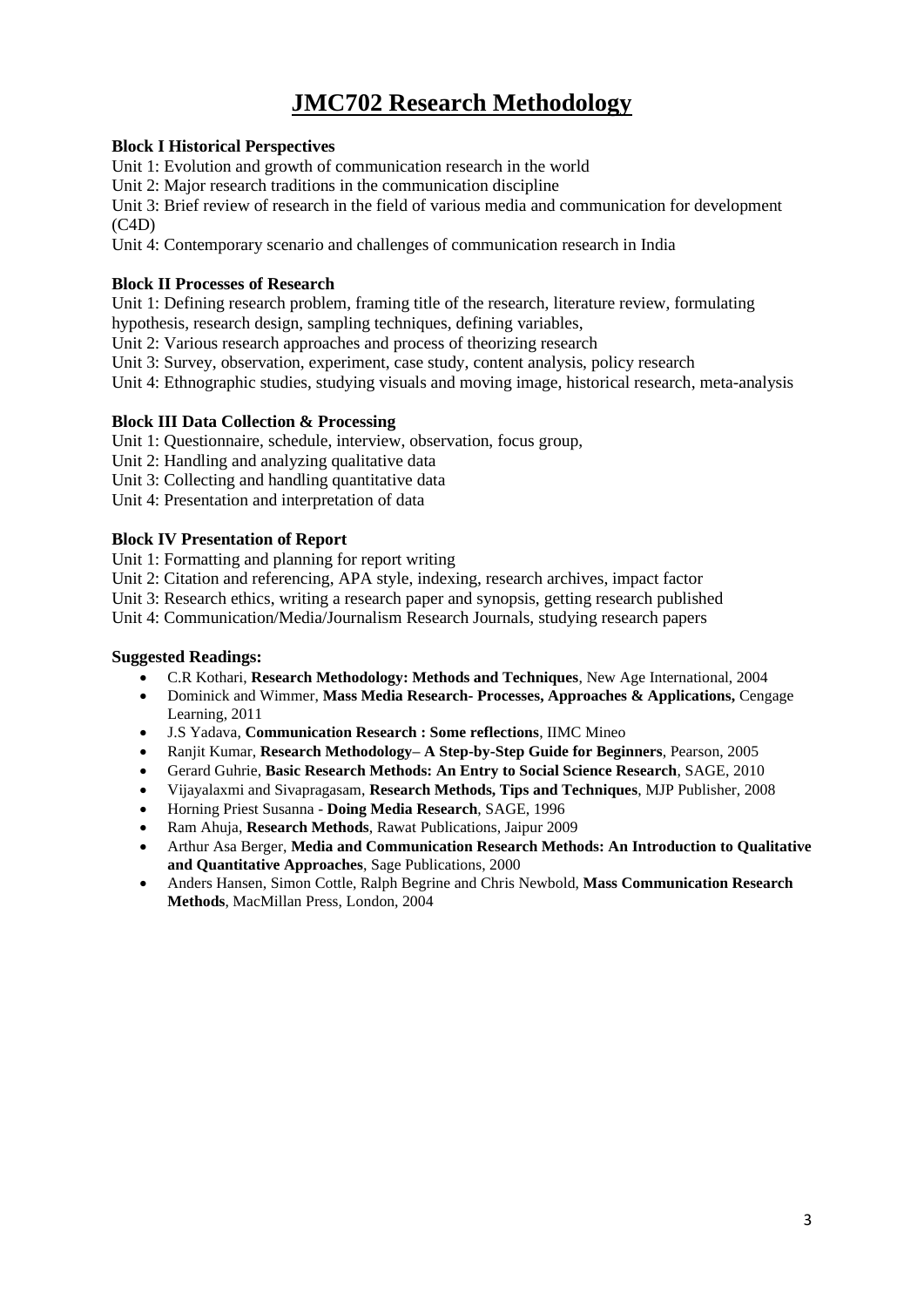# JMC702 Research Methodology

**Block I Historical Perspectives**

Unit 1: Evolution and growth of communication research in the world

Unit 2: Major research traditions in the communication discipline

Unit 3: Brief review of research in the field of various media and communication for development (C4D)

Unit 4: Contemporary scenario and challenges of communication research in India

**Block II Processes of Research**

Unit 1: Defining research problem, framing title of the research, literature review, formulating hypothesis, research design, sampling techniques, defining variables,

Unit 2: Various research approaches and process of theorizing research

Unit 3: Survey, observation, experiment, case study, content analysis, policy research

Unit 4: Ethnographic studies, studying visuals and moving image, historical research, meta-analysis

**Block III Data Collection & Processing**

Unit 1: Questionnaire, schedule, interview, observation, focus group,

Unit 2: Handling and analyzing qualitative data

Unit 3: Collecting and handling quantitative data

Unit 4: Presentation and interpretation of data

**Block IV Presentation of Report**

Unit 1: Formatting and planning for report writing

Unit 2: Citation and referencing, APA style, indexing, research archives, impact factor

Unit 3: Research ethics, writing a research paper and synopsis, getting research published

Unit 4: Communication/Media/Journalism Research Journals, studying research papers

**Suggested Readings:**

- C.R Kothari, **Research Methodology: Methods and Techniques**, New Age International, 2004
- Dominick and Wimmer, **Mass Media Research- Processes, Approaches & Applications,** Cengage Learning, 2011
- J.S Yadava, **Communication Research : Some reflections**, IIMC Mineo
- Ranjit Kumar, **Research Methodology– A Step-by-Step Guide for Beginners**, Pearson, 2005
- Gerard Guhrie, **Basic Research Methods: An Entry to Social Science Research**, SAGE, 2010
- Vijayalaxmi and Sivapragasam, **Research Methods, Tips and Techniques**, MJP Publisher, 2008
- Horning Priest Susanna - **Doing Media Research**, SAGE, 1996
- Ram Ahuja, **Research Methods**, Rawat Publications, Jaipur 2009
- Arthur Asa Berger, **Media and Communication Research Methods: An Introduction to Qualitative and Quantitative Approaches**, Sage Publications, 2000
- Anders Hansen, Simon Cottle, Ralph Begrine and Chris Newbold, **Mass Communication Research Methods**, MacMillan Press, London, 2004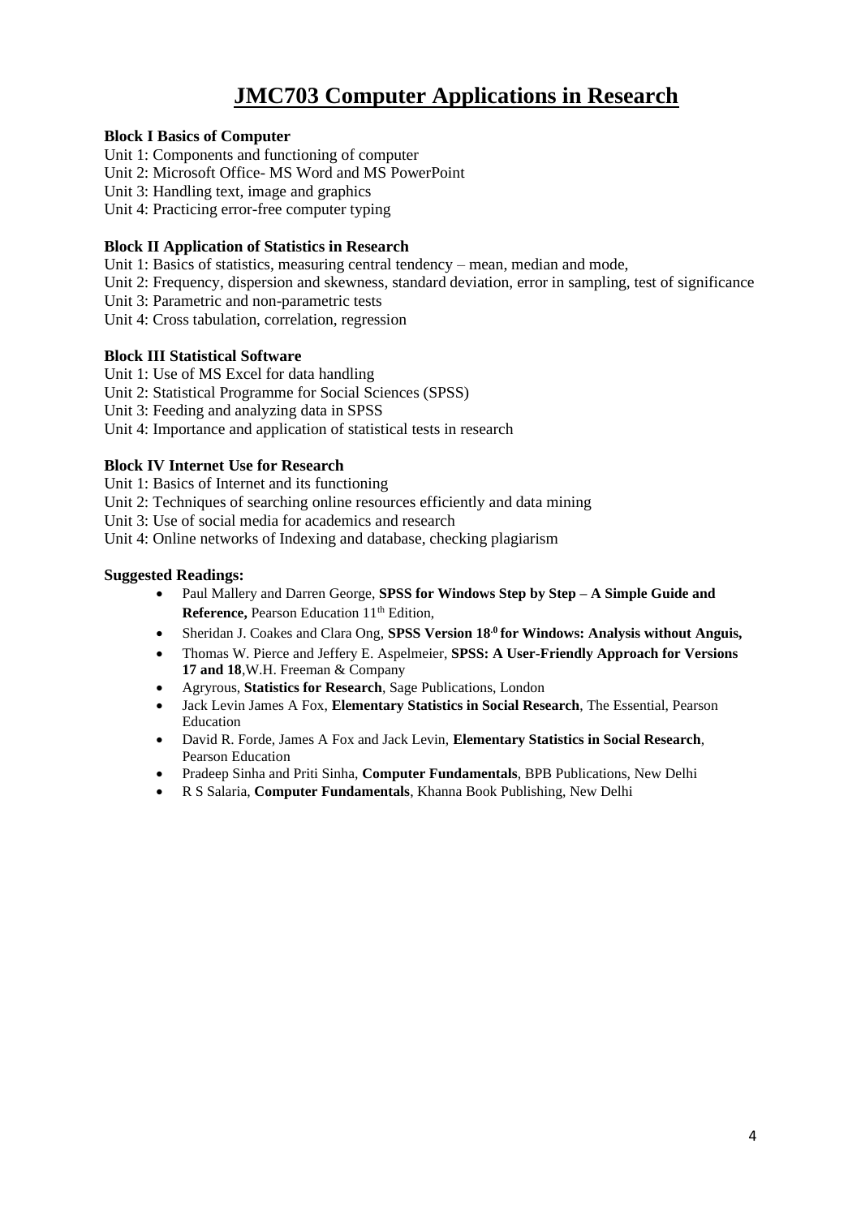# JMC703 Computer Applications in Research

**Block I Basics of Computer**

Unit 1: Components and functioning of computer
Unit 2: Microsoft Office- MS Word and MS PowerPoint
Unit 3: Handling text, image and graphics
Unit 4: Practicing error-free computer typing

**Block II Application of Statistics in Research**

Unit 1: Basics of statistics, measuring central tendency – mean, median and mode,
Unit 2: Frequency, dispersion and skewness, standard deviation, error in sampling, test of significance
Unit 3: Parametric and non-parametric tests
Unit 4: Cross tabulation, correlation, regression

**Block III Statistical Software**

Unit 1: Use of MS Excel for data handling
Unit 2: Statistical Programme for Social Sciences (SPSS)
Unit 3: Feeding and analyzing data in SPSS
Unit 4: Importance and application of statistical tests in research

**Block IV Internet Use for Research**

Unit 1: Basics of Internet and its functioning
Unit 2: Techniques of searching online resources efficiently and data mining
Unit 3: Use of social media for academics and research
Unit 4: Online networks of Indexing and database, checking plagiarism

**Suggested Readings:**

- Paul Mallery and Darren George, **SPSS for Windows Step by Step – A Simple Guide and Reference,** Pearson Education 11th Edition,
- Sheridan J. Coakes and Clara Ong, **SPSS Version 18.0 for Windows: Analysis without Anguis,**
- Thomas W. Pierce and Jeffery E. Aspelmeier, **SPSS: A User-Friendly Approach for Versions 17 and 18**,W.H. Freeman & Company
- Agryrous, **Statistics for Research**, Sage Publications, London
- Jack Levin James A Fox, **Elementary Statistics in Social Research**, The Essential, Pearson Education
- David R. Forde, James A Fox and Jack Levin, **Elementary Statistics in Social Research**, Pearson Education
- Pradeep Sinha and Priti Sinha, **Computer Fundamentals**, BPB Publications, New Delhi
- R S Salaria, **Computer Fundamentals**, Khanna Book Publishing, New Delhi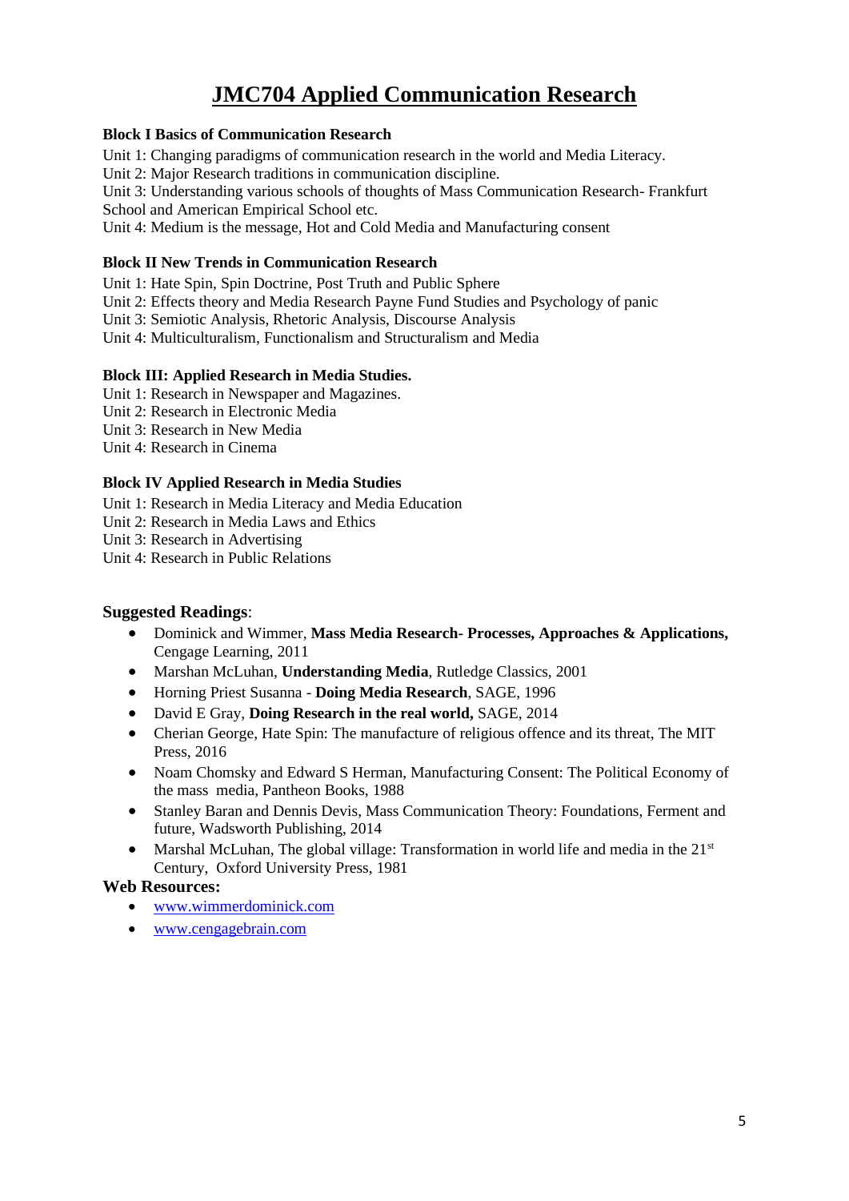# JMC704 Applied Communication Research

**Block I Basics of Communication Research**

Unit 1: Changing paradigms of communication research in the world and Media Literacy.
Unit 2: Major Research traditions in communication discipline.
Unit 3: Understanding various schools of thoughts of Mass Communication Research- Frankfurt School and American Empirical School etc.
Unit 4: Medium is the message, Hot and Cold Media and Manufacturing consent

**Block II New Trends in Communication Research**

Unit 1: Hate Spin, Spin Doctrine, Post Truth and Public Sphere
Unit 2: Effects theory and Media Research Payne Fund Studies and Psychology of panic
Unit 3: Semiotic Analysis, Rhetoric Analysis, Discourse Analysis
Unit 4: Multiculturalism, Functionalism and Structuralism and Media

**Block III: Applied Research in Media Studies.**

Unit 1: Research in Newspaper and Magazines.
Unit 2: Research in Electronic Media
Unit 3: Research in New Media
Unit 4: Research in Cinema

**Block IV Applied Research in Media Studies**

Unit 1: Research in Media Literacy and Media Education
Unit 2: Research in Media Laws and Ethics
Unit 3: Research in Advertising
Unit 4: Research in Public Relations

**Suggested Readings**:

- Dominick and Wimmer, **Mass Media Research- Processes, Approaches & Applications,** Cengage Learning, 2011
- Marshan McLuhan, **Understanding Media**, Rutledge Classics, 2001
- Horning Priest Susanna - **Doing Media Research**, SAGE, 1996
- David E Gray, **Doing Research in the real world,** SAGE, 2014
- Cherian George, Hate Spin: The manufacture of religious offence and its threat, The MIT Press, 2016
- Noam Chomsky and Edward S Herman, Manufacturing Consent: The Political Economy of the mass media, Pantheon Books, 1988
- Stanley Baran and Dennis Devis, Mass Communication Theory: Foundations, Ferment and future, Wadsworth Publishing, 2014
- Marshal McLuhan, The global village: Transformation in world life and media in the 21st Century, Oxford University Press, 1981

**Web Resources:**

- www.wimmerdominick.com
- www.cengagebrain.com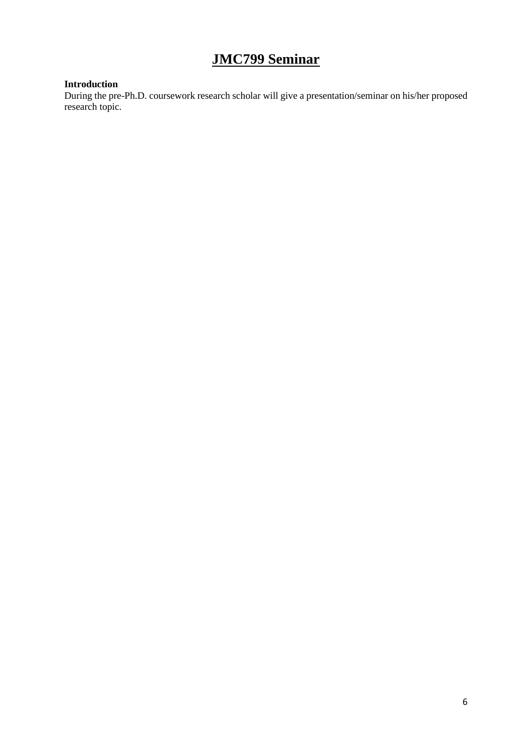# JMC799 Seminar

**Introduction**

During the pre-Ph.D. coursework research scholar will give a presentation/seminar on his/her proposed research topic.